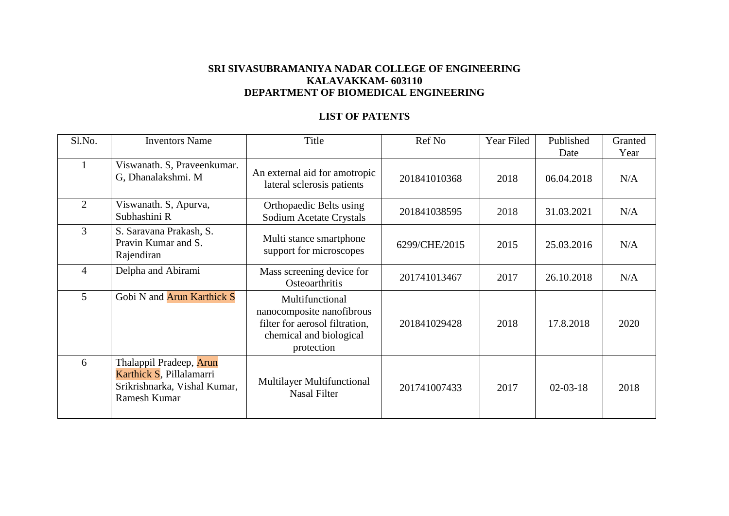**SRI SIVASUBRAMANIYA NADAR COLLEGE OF ENGINEERING**
**KALAVAKKAM- 603110**
**DEPARTMENT OF BIOMEDICAL ENGINEERING**

## LIST OF PATENTS

| Sl.No. | Inventors Name | Title | Ref No | Year Filed | Published Date | Granted Year |
|---|---|---|---|---|---|---|
| 1 | Viswanath. S, Praveenkumar. G, Dhanalakshmi. M | An external aid for amotropic lateral sclerosis patients | 201841010368 | 2018 | 06.04.2018 | N/A |
| 2 | Viswanath. S, Apurva, Subhashini R | Orthopaedic Belts using Sodium Acetate Crystals | 201841038595 | 2018 | 31.03.2021 | N/A |
| 3 | S. Saravana Prakash, S. Pravin Kumar and S. Rajendiran | Multi stance smartphone support for microscopes | 6299/CHE/2015 | 2015 | 25.03.2016 | N/A |
| 4 | Delpha and Abirami | Mass screening device for Osteoarthritis | 201741013467 | 2017 | 26.10.2018 | N/A |
| 5 | Gobi N and Arun Karthick S | Multifunctional nanocomposite nanofibrous filter for aerosol filtration, chemical and biological protection | 201841029428 | 2018 | 17.8.2018 | 2020 |
| 6 | Thalappil Pradeep, Arun Karthick S, Pillalamarri Srikrishnarka, Vishal Kumar, Ramesh Kumar | Multilayer Multifunctional Nasal Filter | 201741007433 | 2017 | 02-03-18 | 2018 |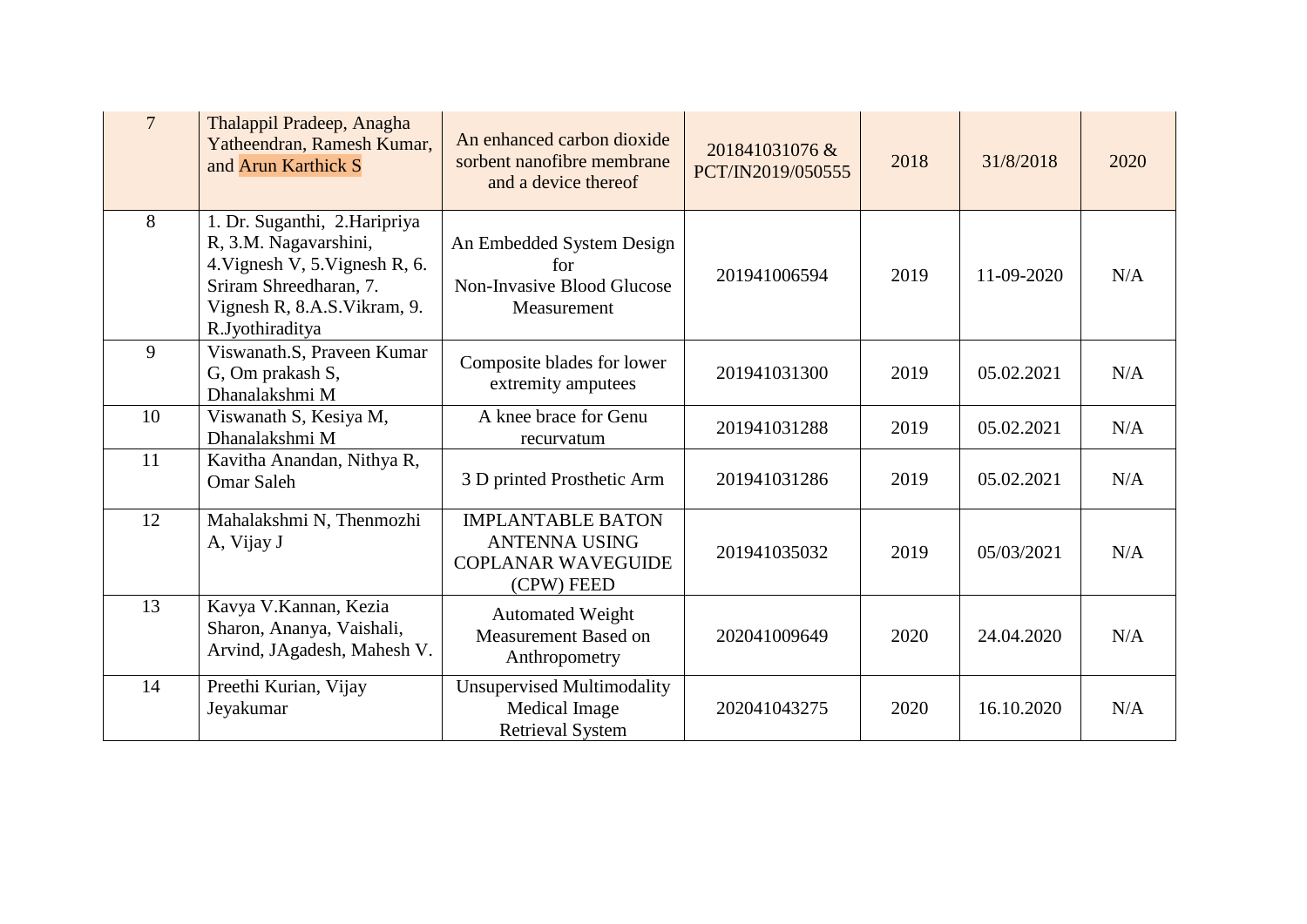| | | | | | | |
|---|---|---|---|---|---|---|
| 7 | Thalappil Pradeep, Anagha Yatheendran, Ramesh Kumar, and Arun Karthick S | An enhanced carbon dioxide sorbent nanofibre membrane and a device thereof | 201841031076 & PCT/IN2019/050555 | 2018 | 31/8/2018 | 2020 |
| 8 | 1. Dr. Suganthi, 2.Haripriya R, 3.M. Nagavarshini, 4.Vignesh V, 5.Vignesh R, 6. Sriram Shreedharan, 7. Vignesh R, 8.A.S.Vikram, 9. R.Jyothiraditya | An Embedded System Design for Non-Invasive Blood Glucose Measurement | 201941006594 | 2019 | 11-09-2020 | N/A |
| 9 | Viswanath.S, Praveen Kumar G, Om prakash S, Dhanalakshmi M | Composite blades for lower extremity amputees | 201941031300 | 2019 | 05.02.2021 | N/A |
| 10 | Viswanath S, Kesiya M, Dhanalakshmi M | A knee brace for Genu recurvatum | 201941031288 | 2019 | 05.02.2021 | N/A |
| 11 | Kavitha Anandan, Nithya R, Omar Saleh | 3 D printed Prosthetic Arm | 201941031286 | 2019 | 05.02.2021 | N/A |
| 12 | Mahalakshmi N, Thenmozhi A, Vijay J | IMPLANTABLE BATON ANTENNA USING COPLANAR WAVEGUIDE (CPW) FEED | 201941035032 | 2019 | 05/03/2021 | N/A |
| 13 | Kavya V.Kannan, Kezia Sharon, Ananya, Vaishali, Arvind, JAgadesh, Mahesh V. | Automated Weight Measurement Based on Anthropometry | 202041009649 | 2020 | 24.04.2020 | N/A |
| 14 | Preethi Kurian, Vijay Jeyakumar | Unsupervised Multimodality Medical Image Retrieval System | 202041043275 | 2020 | 16.10.2020 | N/A |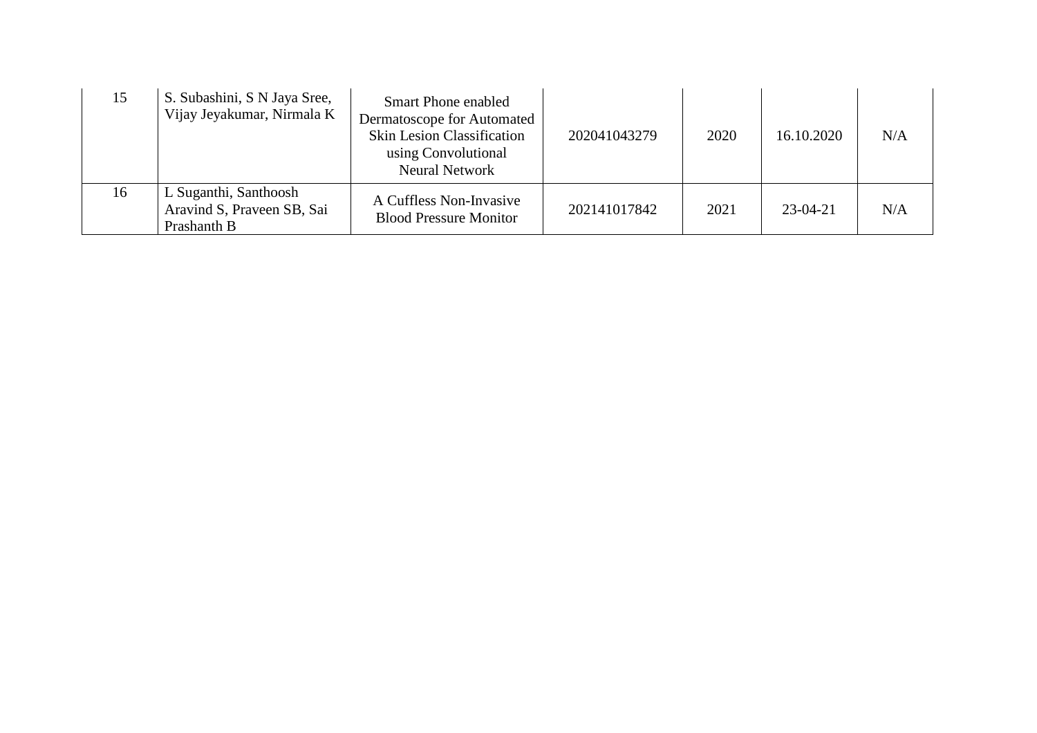| | | | | | | |
|---|---|---|---|---|---|---|
| 15 | S. Subashini, S N Jaya Sree, Vijay Jeyakumar, Nirmala K | Smart Phone enabled Dermatoscope for Automated Skin Lesion Classification using Convolutional Neural Network | 202041043279 | 2020 | 16.10.2020 | N/A |
| 16 | L Suganthi, Santhoosh Aravind S, Praveen SB, Sai Prashanth B | A Cuffless Non-Invasive Blood Pressure Monitor | 202141017842 | 2021 | 23-04-21 | N/A |